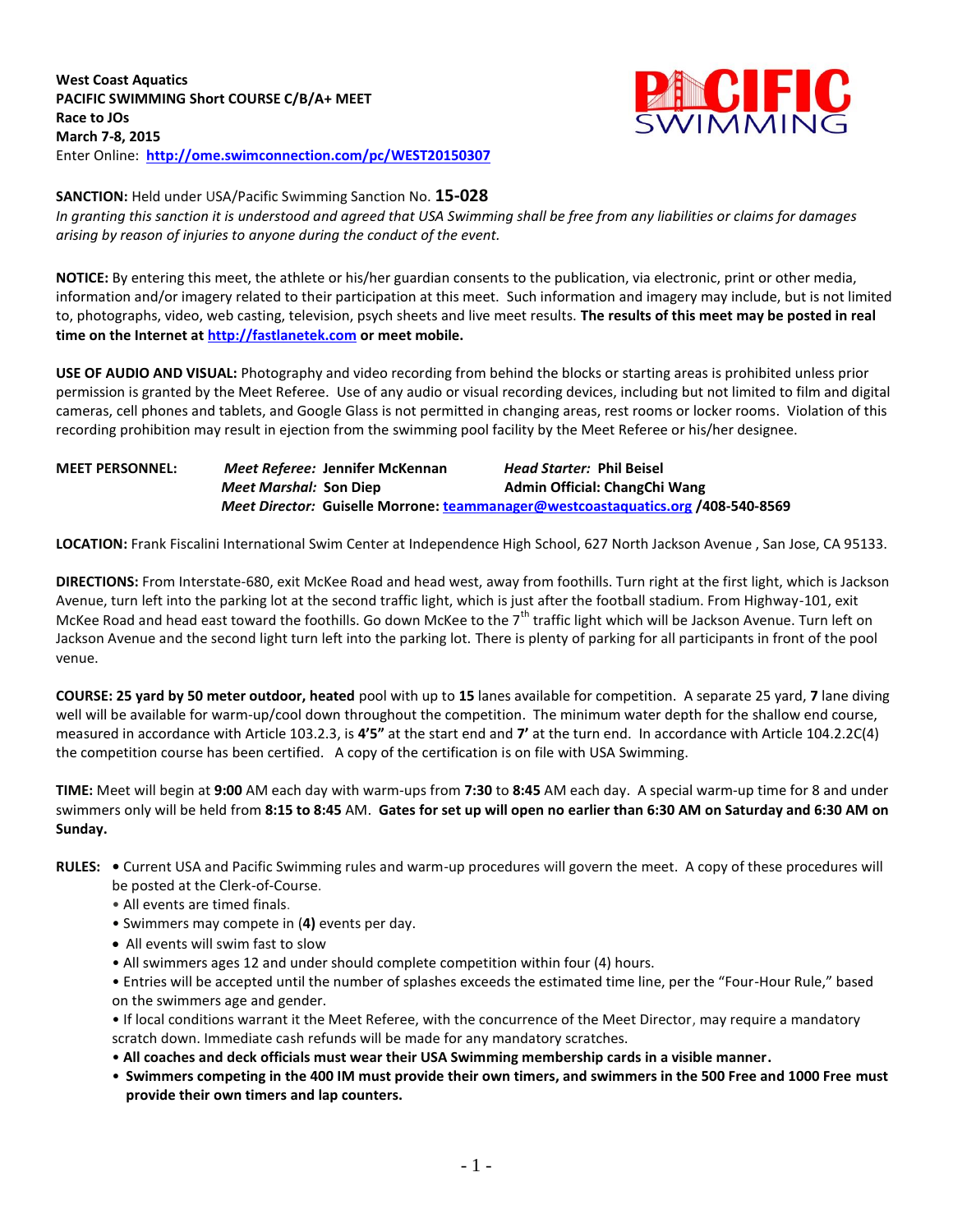**West Coast Aquatics**
**PACIFIC SWIMMING Short COURSE C/B/A+ MEET**
**Race to JOs**
**March 7-8, 2015**
Enter Online: **http://ome.swimconnection.com/pc/WEST20150307**

**SANCTION:** Held under USA/Pacific Swimming Sanction No. **15-028**
*In granting this sanction it is understood and agreed that USA Swimming shall be free from any liabilities or claims for damages arising by reason of injuries to anyone during the conduct of the event.*

**NOTICE:** By entering this meet, the athlete or his/her guardian consents to the publication, via electronic, print or other media, information and/or imagery related to their participation at this meet. Such information and imagery may include, but is not limited to, photographs, video, web casting, television, psych sheets and live meet results. **The results of this meet may be posted in real time on the Internet at http://fastlanetek.com or meet mobile.**

**USE OF AUDIO AND VISUAL:** Photography and video recording from behind the blocks or starting areas is prohibited unless prior permission is granted by the Meet Referee. Use of any audio or visual recording devices, including but not limited to film and digital cameras, cell phones and tablets, and Google Glass is not permitted in changing areas, rest rooms or locker rooms. Violation of this recording prohibition may result in ejection from the swimming pool facility by the Meet Referee or his/her designee.

**MEET PERSONNEL:** *Meet Referee:* **Jennifer McKennan** *Head Starter:* **Phil Beisel**
*Meet Marshal:* **Son Diep** **Admin Official: ChangChi Wang**
*Meet Director:* **Guiselle Morrone: teammanager@westcoastaquatics.org /408-540-8569**

**LOCATION:** Frank Fiscalini International Swim Center at Independence High School, 627 North Jackson Avenue , San Jose, CA 95133.

**DIRECTIONS:** From Interstate-680, exit McKee Road and head west, away from foothills. Turn right at the first light, which is Jackson Avenue, turn left into the parking lot at the second traffic light, which is just after the football stadium. From Highway-101, exit McKee Road and head east toward the foothills. Go down McKee to the 7th traffic light which will be Jackson Avenue. Turn left on Jackson Avenue and the second light turn left into the parking lot. There is plenty of parking for all participants in front of the pool venue.

**COURSE: 25 yard by 50 meter outdoor, heated** pool with up to **15** lanes available for competition. A separate 25 yard, **7** lane diving well will be available for warm-up/cool down throughout the competition. The minimum water depth for the shallow end course, measured in accordance with Article 103.2.3, is **4'5"** at the start end and **7'** at the turn end. In accordance with Article 104.2.2C(4) the competition course has been certified. A copy of the certification is on file with USA Swimming.

**TIME:** Meet will begin at **9:00** AM each day with warm-ups from **7:30** to **8:45** AM each day. A special warm-up time for 8 and under swimmers only will be held from **8:15 to 8:45** AM. **Gates for set up will open no earlier than 6:30 AM on Saturday and 6:30 AM on Sunday.**

**RULES:**
- Current USA and Pacific Swimming rules and warm-up procedures will govern the meet. A copy of these procedures will be posted at the Clerk-of-Course.
- All events are timed finals.
- Swimmers may compete in (**4)** events per day.
- All events will swim fast to slow
- All swimmers ages 12 and under should complete competition within four (4) hours.
- Entries will be accepted until the number of splashes exceeds the estimated time line, per the "Four-Hour Rule," based on the swimmers age and gender.
- If local conditions warrant it the Meet Referee, with the concurrence of the Meet Director, may require a mandatory scratch down. Immediate cash refunds will be made for any mandatory scratches.
- **All coaches and deck officials must wear their USA Swimming membership cards in a visible manner.**
- **Swimmers competing in the 400 IM must provide their own timers, and swimmers in the 500 Free and 1000 Free must provide their own timers and lap counters.**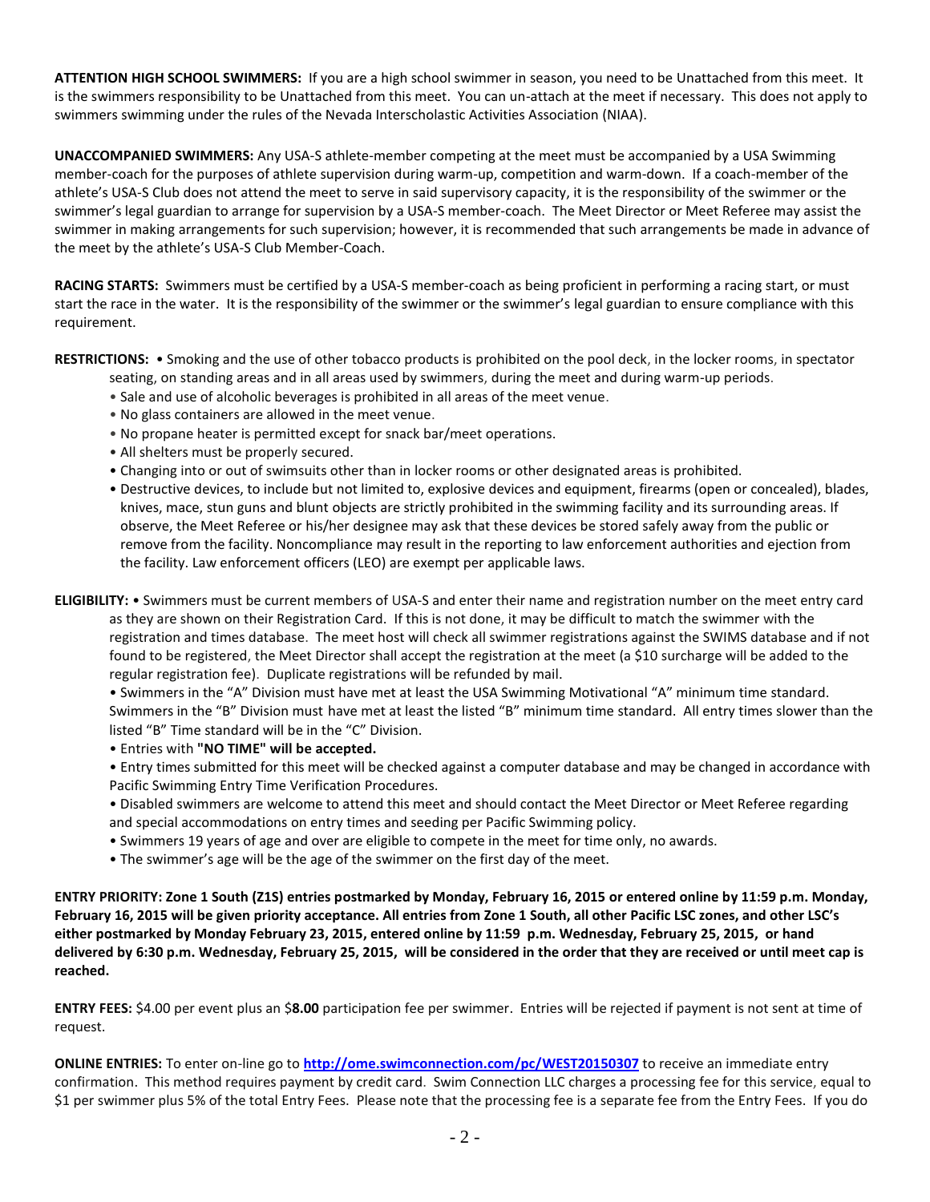**ATTENTION HIGH SCHOOL SWIMMERS:** If you are a high school swimmer in season, you need to be Unattached from this meet. It is the swimmers responsibility to be Unattached from this meet. You can un-attach at the meet if necessary. This does not apply to swimmers swimming under the rules of the Nevada Interscholastic Activities Association (NIAA).

**UNACCOMPANIED SWIMMERS:** Any USA-S athlete-member competing at the meet must be accompanied by a USA Swimming member-coach for the purposes of athlete supervision during warm-up, competition and warm-down. If a coach-member of the athlete's USA-S Club does not attend the meet to serve in said supervisory capacity, it is the responsibility of the swimmer or the swimmer's legal guardian to arrange for supervision by a USA-S member-coach. The Meet Director or Meet Referee may assist the swimmer in making arrangements for such supervision; however, it is recommended that such arrangements be made in advance of the meet by the athlete's USA-S Club Member-Coach.

**RACING STARTS:** Swimmers must be certified by a USA-S member-coach as being proficient in performing a racing start, or must start the race in the water. It is the responsibility of the swimmer or the swimmer's legal guardian to ensure compliance with this requirement.

**RESTRICTIONS:**
- Smoking and the use of other tobacco products is prohibited on the pool deck, in the locker rooms, in spectator seating, on standing areas and in all areas used by swimmers, during the meet and during warm-up periods.
- Sale and use of alcoholic beverages is prohibited in all areas of the meet venue.
- No glass containers are allowed in the meet venue.
- No propane heater is permitted except for snack bar/meet operations.
- All shelters must be properly secured.
- Changing into or out of swimsuits other than in locker rooms or other designated areas is prohibited.
- Destructive devices, to include but not limited to, explosive devices and equipment, firearms (open or concealed), blades, knives, mace, stun guns and blunt objects are strictly prohibited in the swimming facility and its surrounding areas. If observe, the Meet Referee or his/her designee may ask that these devices be stored safely away from the public or remove from the facility. Noncompliance may result in the reporting to law enforcement authorities and ejection from the facility. Law enforcement officers (LEO) are exempt per applicable laws.

**ELIGIBILITY:**
- Swimmers must be current members of USA-S and enter their name and registration number on the meet entry card as they are shown on their Registration Card. If this is not done, it may be difficult to match the swimmer with the registration and times database. The meet host will check all swimmer registrations against the SWIMS database and if not found to be registered, the Meet Director shall accept the registration at the meet (a $10 surcharge will be added to the regular registration fee). Duplicate registrations will be refunded by mail.
- Swimmers in the "A" Division must have met at least the USA Swimming Motivational "A" minimum time standard. Swimmers in the "B" Division must have met at least the listed "B" minimum time standard. All entry times slower than the listed "B" Time standard will be in the "C" Division.
- Entries with **"NO TIME" will be accepted.**
- Entry times submitted for this meet will be checked against a computer database and may be changed in accordance with Pacific Swimming Entry Time Verification Procedures.
- Disabled swimmers are welcome to attend this meet and should contact the Meet Director or Meet Referee regarding and special accommodations on entry times and seeding per Pacific Swimming policy.
- Swimmers 19 years of age and over are eligible to compete in the meet for time only, no awards.
- The swimmer's age will be the age of the swimmer on the first day of the meet.

**ENTRY PRIORITY: Zone 1 South (Z1S) entries postmarked by Monday, February 16, 2015 or entered online by 11:59 p.m. Monday, February 16, 2015 will be given priority acceptance. All entries from Zone 1 South, all other Pacific LSC zones, and other LSC's either postmarked by Monday February 23, 2015, entered online by 11:59 p.m. Wednesday, February 25, 2015, or hand delivered by 6:30 p.m. Wednesday, February 25, 2015, will be considered in the order that they are received or until meet cap is reached.**

**ENTRY FEES:** $4.00 per event plus an $**8.00** participation fee per swimmer. Entries will be rejected if payment is not sent at time of request.

**ONLINE ENTRIES:** To enter on-line go to **http://ome.swimconnection.com/pc/WEST20150307** to receive an immediate entry confirmation. This method requires payment by credit card. Swim Connection LLC charges a processing fee for this service, equal to $1 per swimmer plus 5% of the total Entry Fees. Please note that the processing fee is a separate fee from the Entry Fees. If you do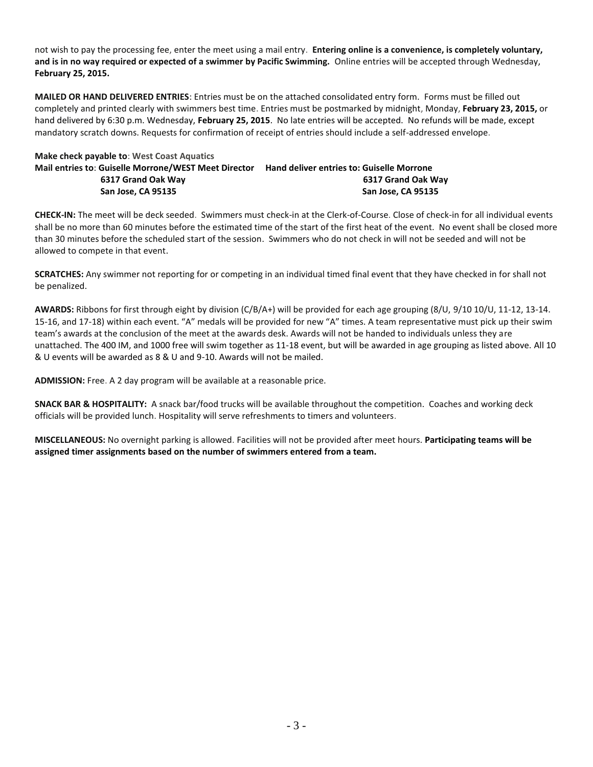not wish to pay the processing fee, enter the meet using a mail entry. **Entering online is a convenience, is completely voluntary, and is in no way required or expected of a swimmer by Pacific Swimming.** Online entries will be accepted through Wednesday, **February 25, 2015.**

**MAILED OR HAND DELIVERED ENTRIES**: Entries must be on the attached consolidated entry form. Forms must be filled out completely and printed clearly with swimmers best time. Entries must be postmarked by midnight, Monday, **February 23, 2015,** or hand delivered by 6:30 p.m. Wednesday, **February 25, 2015**. No late entries will be accepted. No refunds will be made, except mandatory scratch downs. Requests for confirmation of receipt of entries should include a self-addressed envelope.

**Make check payable to**: **West Coast Aquatics**

**Mail entries to**: **Guiselle Morrone/WEST Meet Director**
**6317 Grand Oak Way**
**San Jose, CA 95135**

**Hand deliver entries to: Guiselle Morrone**
**6317 Grand Oak Way**
**San Jose, CA 95135**

**CHECK-IN:** The meet will be deck seeded. Swimmers must check-in at the Clerk-of-Course. Close of check-in for all individual events shall be no more than 60 minutes before the estimated time of the start of the first heat of the event. No event shall be closed more than 30 minutes before the scheduled start of the session. Swimmers who do not check in will not be seeded and will not be allowed to compete in that event.

**SCRATCHES:** Any swimmer not reporting for or competing in an individual timed final event that they have checked in for shall not be penalized.

**AWARDS:** Ribbons for first through eight by division (C/B/A+) will be provided for each age grouping (8/U, 9/10 10/U, 11-12, 13-14. 15-16, and 17-18) within each event. "A" medals will be provided for new "A" times. A team representative must pick up their swim team's awards at the conclusion of the meet at the awards desk. Awards will not be handed to individuals unless they are unattached. The 400 IM, and 1000 free will swim together as 11-18 event, but will be awarded in age grouping as listed above. All 10 & U events will be awarded as 8 & U and 9-10. Awards will not be mailed.

**ADMISSION:** Free. A 2 day program will be available at a reasonable price.

**SNACK BAR & HOSPITALITY:** A snack bar/food trucks will be available throughout the competition. Coaches and working deck officials will be provided lunch. Hospitality will serve refreshments to timers and volunteers.

**MISCELLANEOUS:** No overnight parking is allowed. Facilities will not be provided after meet hours. **Participating teams will be assigned timer assignments based on the number of swimmers entered from a team.**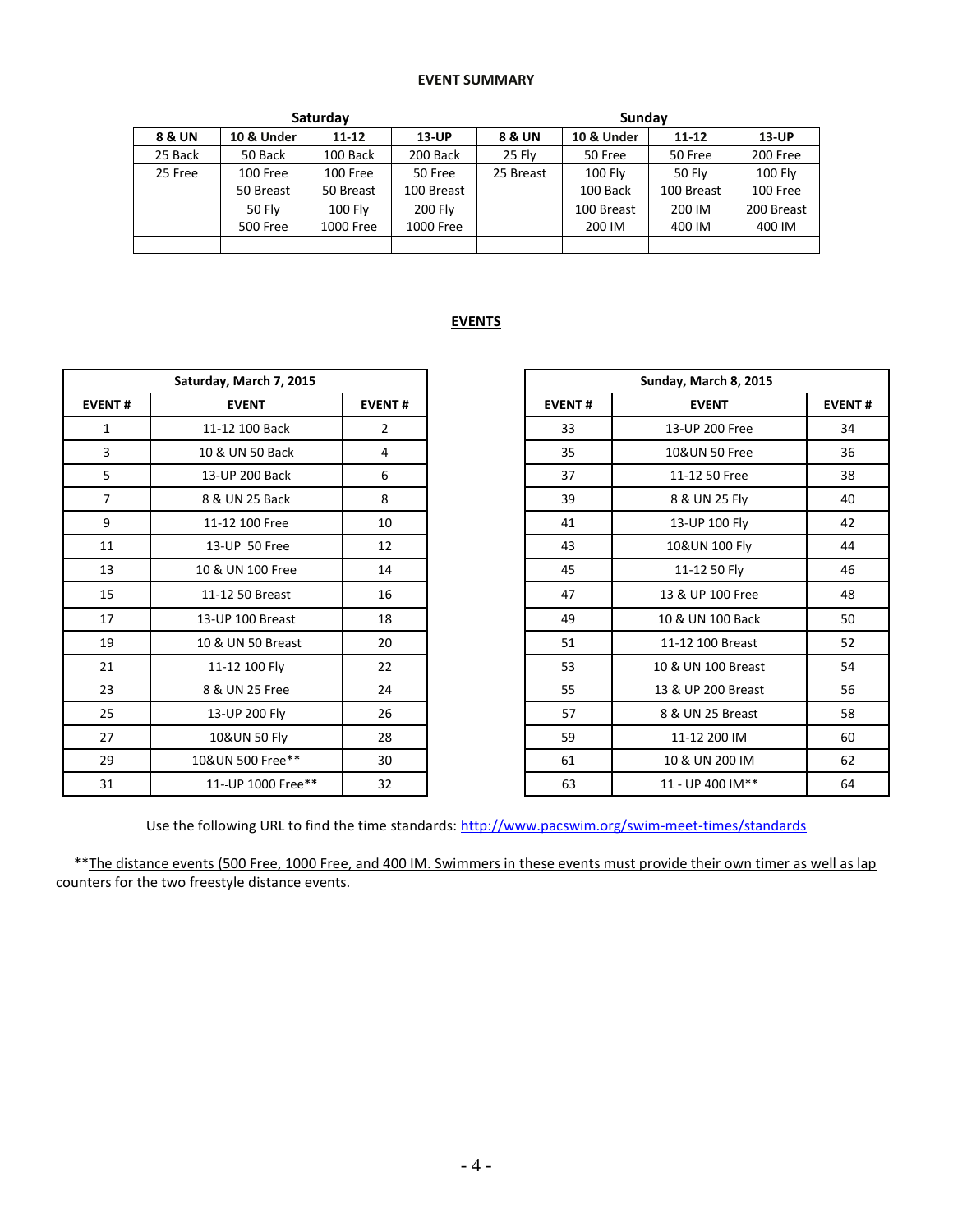**EVENT SUMMARY**

| Saturday | | | | Sunday | | | |
|---|---|---|---|---|---|---|---|
| **8 & UN** | **10 & Under** | **11-12** | **13-UP** | **8 & UN** | **10 & Under** | **11-12** | **13-UP** |
| 25 Back | 50 Back | 100 Back | 200 Back | 25 Fly | 50 Free | 50 Free | 200 Free |
| 25 Free | 100 Free | 100 Free | 50 Free | 25 Breast | 100 Fly | 50 Fly | 100 Fly |
| | 50 Breast | 50 Breast | 100 Breast | | 100 Back | 100 Breast | 100 Free |
| | 50 Fly | 100 Fly | 200 Fly | | 100 Breast | 200 IM | 200 Breast |
| | 500 Free | 1000 Free | 1000 Free | | 200 IM | 400 IM | 400 IM |
| | | | | | | | |

**EVENTS**

| Saturday, March 7, 2015 | | |
|---|---|---|
| **EVENT #** | **EVENT** | **EVENT #** |
| 1 | 11-12 100 Back | 2 |
| 3 | 10 & UN 50 Back | 4 |
| 5 | 13-UP 200 Back | 6 |
| 7 | 8 & UN 25 Back | 8 |
| 9 | 11-12 100 Free | 10 |
| 11 | 13-UP 50 Free | 12 |
| 13 | 10 & UN 100 Free | 14 |
| 15 | 11-12 50 Breast | 16 |
| 17 | 13-UP 100 Breast | 18 |
| 19 | 10 & UN 50 Breast | 20 |
| 21 | 11-12 100 Fly | 22 |
| 23 | 8 & UN 25 Free | 24 |
| 25 | 13-UP 200 Fly | 26 |
| 27 | 10&UN 50 Fly | 28 |
| 29 | 10&UN 500 Free** | 30 |
| 31 | 11--UP 1000 Free** | 32 |

| Sunday, March 8, 2015 | | |
|---|---|---|
| **EVENT #** | **EVENT** | **EVENT #** |
| 33 | 13-UP 200 Free | 34 |
| 35 | 10&UN 50 Free | 36 |
| 37 | 11-12 50 Free | 38 |
| 39 | 8 & UN 25 Fly | 40 |
| 41 | 13-UP 100 Fly | 42 |
| 43 | 10&UN 100 Fly | 44 |
| 45 | 11-12 50 Fly | 46 |
| 47 | 13 & UP 100 Free | 48 |
| 49 | 10 & UN 100 Back | 50 |
| 51 | 11-12 100 Breast | 52 |
| 53 | 10 & UN 100 Breast | 54 |
| 55 | 13 & UP 200 Breast | 56 |
| 57 | 8 & UN 25 Breast | 58 |
| 59 | 11-12 200 IM | 60 |
| 61 | 10 & UN 200 IM | 62 |
| 63 | 11 - UP 400 IM** | 64 |

Use the following URL to find the time standards: http://www.pacswim.org/swim-meet-times/standards

**The distance events (500 Free, 1000 Free, and 400 IM. Swimmers in these events must provide their own timer as well as lap counters for the two freestyle distance events.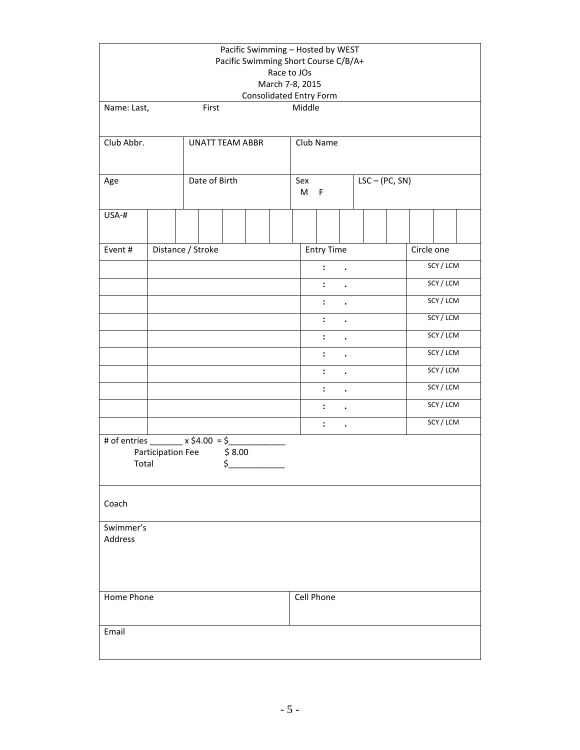Pacific Swimming – Hosted by WEST
Pacific Swimming Short Course C/B/A+
Race to JOs
March 7-8, 2015
Consolidated Entry Form

| Name: Last, | First | Middle |
|---|---|---|
| | | |

| Club Abbr. | UNATT TEAM ABBR | Club Name |
|---|---|---|
| | | |

| Age | Date of Birth | Sex M F | LSC – (PC, SN) |
|---|---|---|---|
| | | | |

| USA-# | | | | | | | | | | | | | | |
|---|---|---|---|---|---|---|---|---|---|---|---|---|---|---|
| | | | | | | | | | | | | | | |

| Event # | Distance / Stroke | Entry Time | Circle one |
|---|---|---|---|
| | | : . | SCY / LCM |
| | | : . | SCY / LCM |
| | | : . | SCY / LCM |
| | | : . | SCY / LCM |
| | | : . | SCY / LCM |
| | | : . | SCY / LCM |
| | | : . | SCY / LCM |
| | | : . | SCY / LCM |
| | | : . | SCY / LCM |
| | | : . | SCY / LCM |

# of entries _______ x $4.00 = $____________
Participation Fee $ 8.00
Total $____________

Coach

Swimmer's Address

| Home Phone | Cell Phone |
|---|---|
| | |

Email